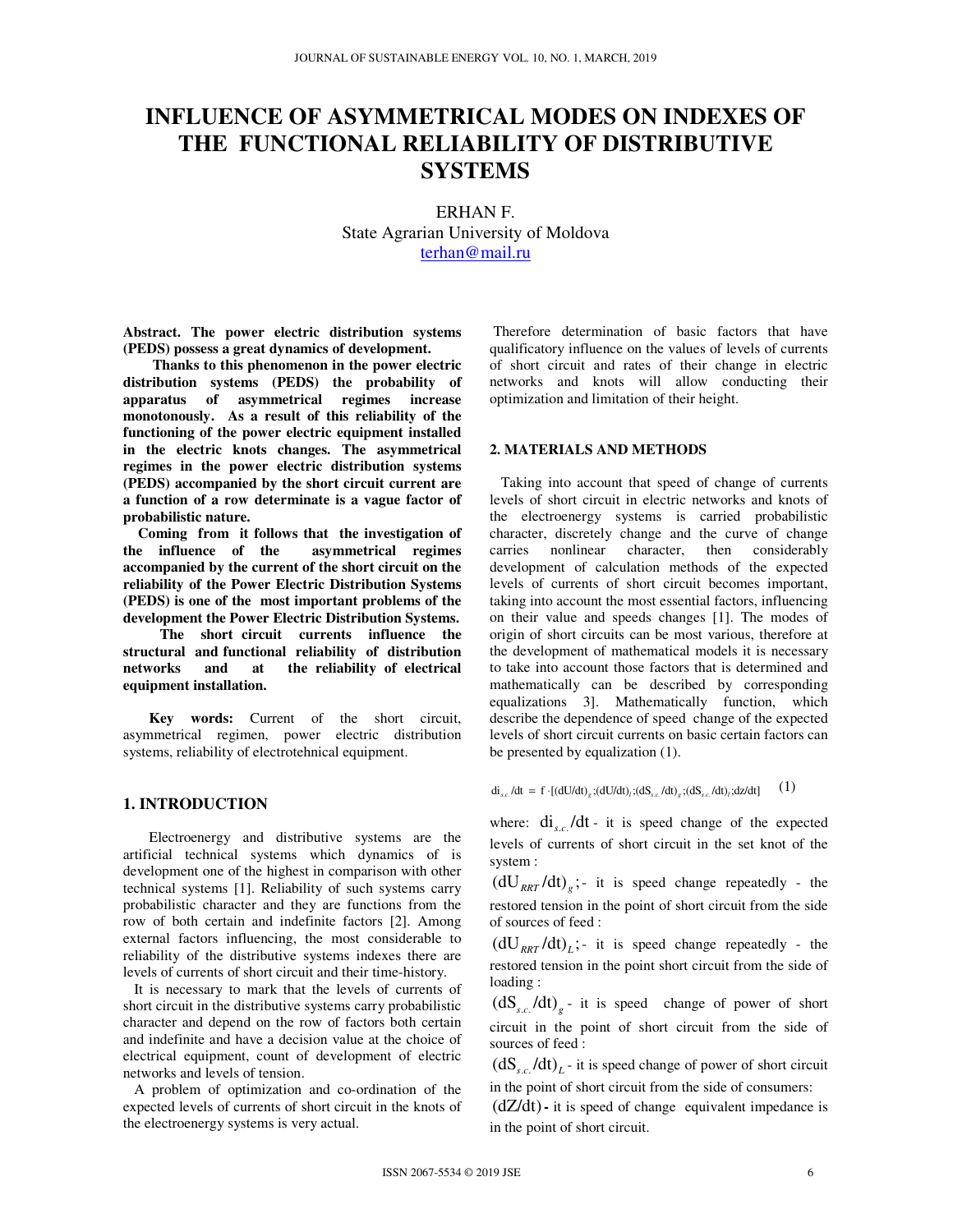# INFLUENCE OF ASYMMETRICAL MODES ON INDEXES OF THE FUNCTIONAL RELIABILITY OF DISTRIBUTIVE SYSTEMS

ERHAN F.
State Agrarian University of Moldova
terhan@mail.ru

**Abstract. The power electric distribution systems (PEDS) possess a great dynamics of development.**

**Thanks to this phenomenon in the power electric distribution systems (PEDS) the probability of apparatus of asymmetrical regimes increase monotonously. As a result of this reliability of the functioning of the power electric equipment installed in the electric knots changes. The asymmetrical regimes in the power electric distribution systems (PEDS) accompanied by the short circuit current are a function of a row determinate is a vague factor of probabilistic nature.**

**Coming from it follows that the investigation of the influence of the asymmetrical regimes accompanied by the current of the short circuit on the reliability of the Power Electric Distribution Systems (PEDS) is one of the most important problems of the development the Power Electric Distribution Systems.**

**The short circuit currents influence the structural and functional reliability of distribution networks and at the reliability of electrical equipment installation.**

**Key words:** Current of the short circuit, asymmetrical regimen, power electric distribution systems, reliability of electrotehnical equipment.

## 1. INTRODUCTION

Electroenergy and distributive systems are the artificial technical systems which dynamics of is development one of the highest in comparison with other technical systems [1]. Reliability of such systems carry probabilistic character and they are functions from the row of both certain and indefinite factors [2]. Among external factors influencing, the most considerable to reliability of the distributive systems indexes there are levels of currents of short circuit and their time-history.

It is necessary to mark that the levels of currents of short circuit in the distributive systems carry probabilistic character and depend on the row of factors both certain and indefinite and have a decision value at the choice of electrical equipment, count of development of electric networks and levels of tension.

A problem of optimization and co-ordination of the expected levels of currents of short circuit in the knots of the electroenergy systems is very actual.

Therefore determination of basic factors that have qualificatory influence on the values of levels of currents of short circuit and rates of their change in electric networks and knots will allow conducting their optimization and limitation of their height.

## 2. MATERIALS AND METHODS

Taking into account that speed of change of currents levels of short circuit in electric networks and knots of the electroenergy systems is carried probabilistic character, discretely change and the curve of change carries nonlinear character, then considerably development of calculation methods of the expected levels of currents of short circuit becomes important, taking into account the most essential factors, influencing on their value and speeds changes [1]. The modes of origin of short circuits can be most various, therefore at the development of mathematical models it is necessary to take into account those factors that is determined and mathematically can be described by corresponding equalizations 3]. Mathematically function, which describe the dependence of speed change of the expected levels of short circuit currents on basic certain factors can be presented by equalization (1).

$$di_{s.c.}/dt = f \cdot [(dU/dt)_g;(dU/dt)_l;(dS_{s.c.}/dt)_g;(dS_{s.c.}/dt)_l;dz/dt] \quad (1)$$

where: $di_{s.c.}/dt$ - it is speed change of the expected levels of currents of short circuit in the set knot of the system :

$(dU_{RRT}/dt)_g$; - it is speed change repeatedly - the restored tension in the point of short circuit from the side of sources of feed :

$(dU_{RRT}/dt)_L$; - it is speed change repeatedly - the restored tension in the point short circuit from the side of loading :

$(dS_{s.c.}/dt)_g$ - it is speed change of power of short circuit in the point of short circuit from the side of sources of feed :

$(dS_{s.c.}/dt)_L$ - it is speed change of power of short circuit in the point of short circuit from the side of consumers:

$(dZ/dt)$ - it is speed of change equivalent impedance is in the point of short circuit.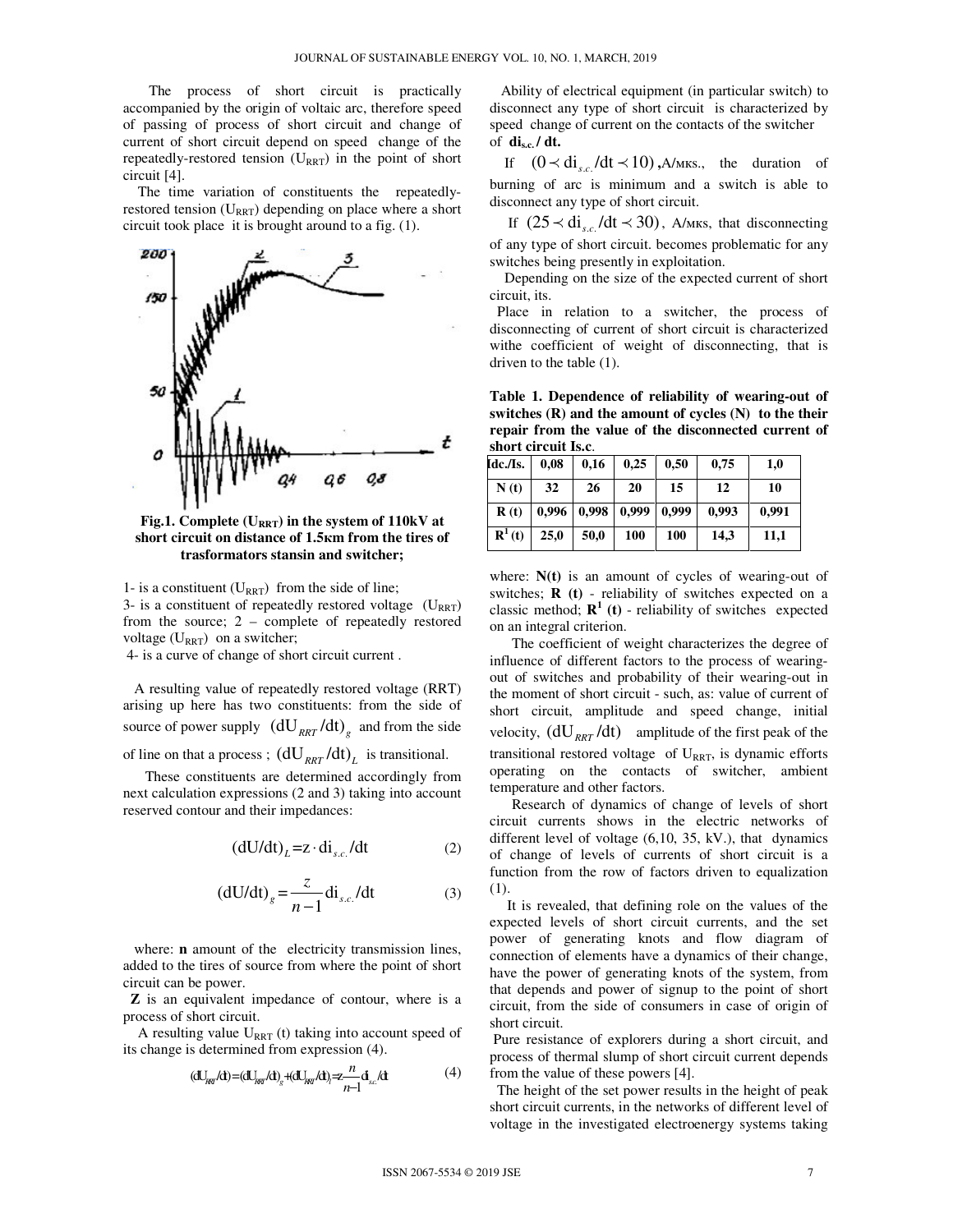The process of short circuit is practically accompanied by the origin of voltaic arc, therefore speed of passing of process of short circuit and change of current of short circuit depend on speed change of the repeatedly-restored tension ($U_{RRT}$) in the point of short circuit [4].

The time variation of constituents the repeatedly-restored tension ($U_{RRT}$) depending on place where a short circuit took place it is brought around to a fig. (1).

**Fig.1. Complete ($U_{RRT}$) in the system of 110kV at short circuit on distance of 1.5км from the tires of trasformators stansin and switcher;**

1- is a constituent ($U_{RRT}$) from the side of line;
3- is a constituent of repeatedly restored voltage ($U_{RRT}$) from the source; 2 – complete of repeatedly restored voltage ($U_{RRT}$) on a switcher;
4- is a curve of change of short circuit current .

A resulting value of repeatedly restored voltage (RRT) arising up here has two constituents: from the side of source of power supply $(\mathrm{dU}_{RRT}/\mathrm{dt})_g$ and from the side of line on that a process ; $(\mathrm{dU}_{RRT}/\mathrm{dt})_L$ is transitional.

These constituents are determined accordingly from next calculation expressions (2 and 3) taking into account reserved contour and their impedances:

$$(\mathrm{dU/dt})_L = \mathrm{z} \cdot \mathrm{di}_{s.c.}/\mathrm{dt} \tag{2}$$

$$(\mathrm{dU/dt})_g = \frac{z}{n-1}\mathrm{di}_{s.c.}/\mathrm{dt} \tag{3}$$

where: **n** amount of the electricity transmission lines, added to the tires of source from where the point of short circuit can be power.

**Z** is an equivalent impedance of contour, where is a process of short circuit.

A resulting value $U_{RRT}$ (t) taking into account speed of its change is determined from expression (4).

$$(\mathrm{dU}_{RRT}/\mathrm{dt}) = (\mathrm{dU}_{RRT}/\mathrm{dt})_g + (\mathrm{dU}_{RRT}/\mathrm{dt})_l = z\frac{n}{n-1}\mathrm{di}_{s.c.}/\mathrm{dt} \tag{4}$$

Ability of electrical equipment (in particular switch) to disconnect any type of short circuit is characterized by speed change of current on the contacts of the switcher of $\mathbf{di_{s.c.}/dt}$.

If $(0 \prec \mathrm{di}_{s.c.}/\mathrm{dt} \prec 10)$ **,**A/мкs., the duration of burning of arc is minimum and a switch is able to disconnect any type of short circuit.

If $(25 \prec \mathrm{di}_{s.c.}/\mathrm{dt} \prec 30)$, A/мкs, that disconnecting of any type of short circuit. becomes problematic for any switches being presently in exploitation.

Depending on the size of the expected current of short circuit, its.

Place in relation to a switcher, the process of disconnecting of current of short circuit is characterized withe coefficient of weight of disconnecting, that is driven to the table (1).

**Table 1. Dependence of reliability of wearing-out of switches (R) and the amount of cycles (N) to the their repair from the value of the disconnected current of short circuit Is.c**.

| Idc./Is. | 0,08 | 0,16 | 0,25 | 0,50 | 0,75 | 1,0 |
|---|---|---|---|---|---|---|
| N (t) | 32 | 26 | 20 | 15 | 12 | 10 |
| R (t) | 0,996 | 0,998 | 0,999 | 0,999 | 0,993 | 0,991 |
| $R^1$ (t) | 25,0 | 50,0 | 100 | 100 | 14,3 | 11,1 |

where: **N(t)** is an amount of cycles of wearing-out of switches; **R (t)** - reliability of switches expected on a classic method; $\mathbf{R^1}$ **(t)** - reliability of switches expected on an integral criterion.

The coefficient of weight characterizes the degree of influence of different factors to the process of wearing-out of switches and probability of their wearing-out in the moment of short circuit - such, as: value of current of short circuit, amplitude and speed change, initial velocity, $(\mathrm{dU}_{RRT}/\mathrm{dt})$ amplitude of the first peak of the transitional restored voltage of $U_{RRT}$, is dynamic efforts operating on the contacts of switcher, ambient temperature and other factors.

Research of dynamics of change of levels of short circuit currents shows in the electric networks of different level of voltage (6,10, 35, kV.), that dynamics of change of levels of currents of short circuit is a function from the row of factors driven to equalization (1).

It is revealed, that defining role on the values of the expected levels of short circuit currents, and the set power of generating knots and flow diagram of connection of elements have a dynamics of their change, have the power of generating knots of the system, from that depends and power of signup to the point of short circuit, from the side of consumers in case of origin of short circuit.

Pure resistance of explorers during a short circuit, and process of thermal slump of short circuit current depends from the value of these powers [4].

The height of the set power results in the height of peak short circuit currents, in the networks of different level of voltage in the investigated electroenergy systems taking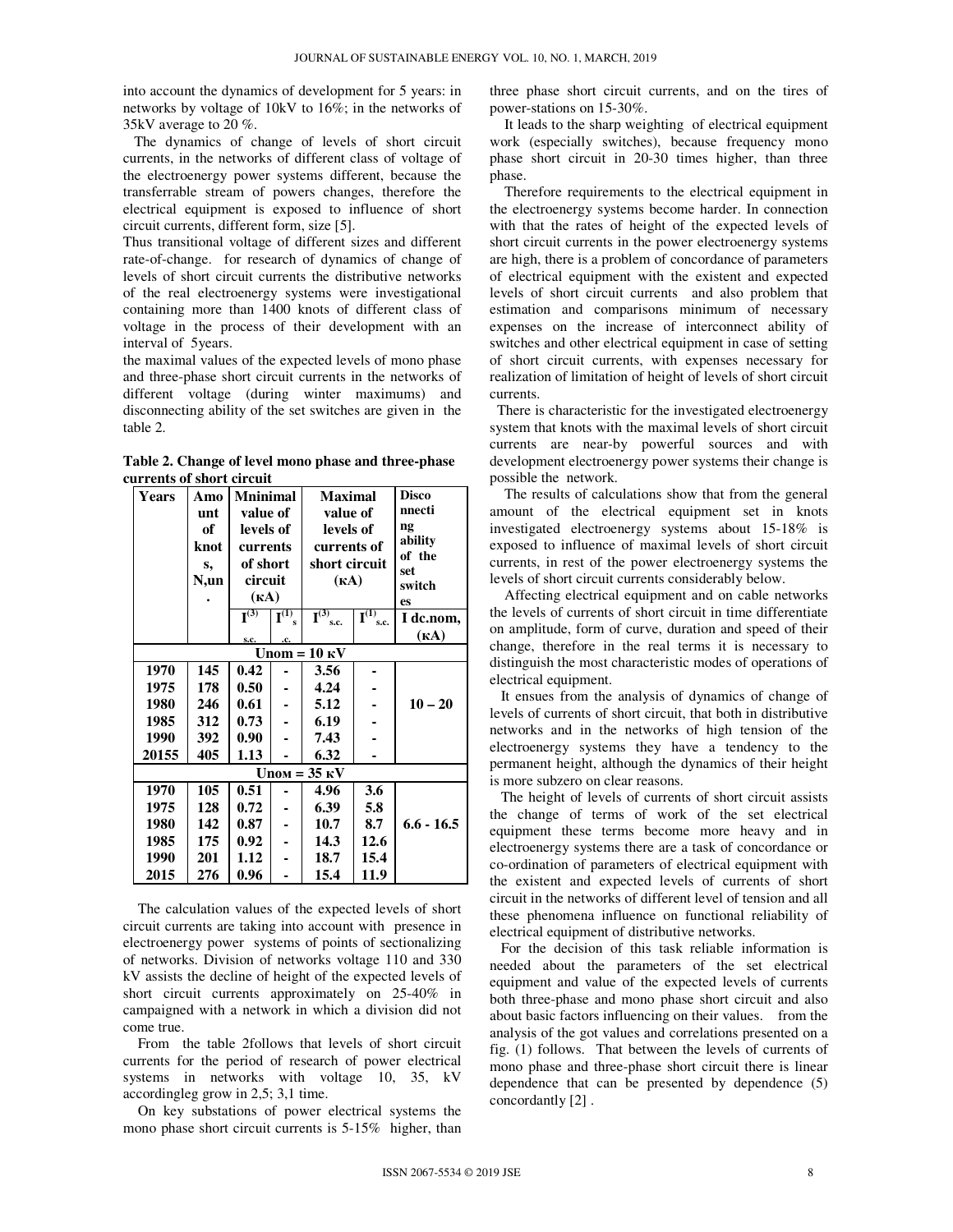into account the dynamics of development for 5 years: in networks by voltage of 10kV to 16%; in the networks of 35kV average to 20 %.

The dynamics of change of levels of short circuit currents, in the networks of different class of voltage of the electroenergy power systems different, because the transferrable stream of powers changes, therefore the electrical equipment is exposed to influence of short circuit currents, different form, size [5].

Thus transitional voltage of different sizes and different rate-of-change. for research of dynamics of change of levels of short circuit currents the distributive networks of the real electroenergy systems were investigational containing more than 1400 knots of different class of voltage in the process of their development with an interval of 5years.

the maximal values of the expected levels of mono phase and three-phase short circuit currents in the networks of different voltage (during winter maximums) and disconnecting ability of the set switches are given in the table 2.

**Table 2. Change of level mono phase and three-phase currents of short circuit**

| Years | Amount of knots, N,un. | Mninimal value of levels of currents of short circuit (кA) | | Maximal value of levels of currents of short circuit (кA) | | Disconnecting ability of the set switches |
|---|---|---|---|---|---|---|
| | | $I^{(3)}_{s.c.}$ | $I^{(1)}_{s.c.}$ | $I^{(3)}_{s.c.}$ | $I^{(1)}_{s.c.}$ | I dc.nom, (кA) |
| **Uном = 10 кV** | | | | | | |
| 1970 | 145 | 0.42 | - | 3.56 | - | 10 – 20 |
| 1975 | 178 | 0.50 | - | 4.24 | - | |
| 1980 | 246 | 0.61 | - | 5.12 | - | |
| 1985 | 312 | 0.73 | - | 6.19 | - | |
| 1990 | 392 | 0.90 | - | 7.43 | - | |
| 20155 | 405 | 1.13 | - | 6.32 | - | |
| **Uном = 35 кV** | | | | | | |
| 1970 | 105 | 0.51 | - | 4.96 | 3.6 | 6.6 - 16.5 |
| 1975 | 128 | 0.72 | - | 6.39 | 5.8 | |
| 1980 | 142 | 0.87 | - | 10.7 | 8.7 | |
| 1985 | 175 | 0.92 | - | 14.3 | 12.6 | |
| 1990 | 201 | 1.12 | - | 18.7 | 15.4 | |
| 2015 | 276 | 0.96 | - | 15.4 | 11.9 | |

The calculation values of the expected levels of short circuit currents are taking into account with presence in electroenergy power systems of points of sectionalizing of networks. Division of networks voltage 110 and 330 kV assists the decline of height of the expected levels of short circuit currents approximately on 25-40% in campaigned with a network in which a division did not come true.

From the table 2follows that levels of short circuit currents for the period of research of power electrical systems in networks with voltage 10, 35, kV accordingleg grow in 2,5; 3,1 time.

On key substations of power electrical systems the mono phase short circuit currents is 5-15% higher, than three phase short circuit currents, and on the tires of power-stations on 15-30%.

It leads to the sharp weighting of electrical equipment work (especially switches), because frequency mono phase short circuit in 20-30 times higher, than three phase.

Therefore requirements to the electrical equipment in the electroenergy systems become harder. In connection with that the rates of height of the expected levels of short circuit currents in the power electroenergy systems are high, there is a problem of concordance of parameters of electrical equipment with the existent and expected levels of short circuit currents and also problem that estimation and comparisons minimum of necessary expenses on the increase of interconnect ability of switches and other electrical equipment in case of setting of short circuit currents, with expenses necessary for realization of limitation of height of levels of short circuit currents.

There is characteristic for the investigated electroenergy system that knots with the maximal levels of short circuit currents are near-by powerful sources and with development electroenergy power systems their change is possible the network.

The results of calculations show that from the general amount of the electrical equipment set in knots investigated electroenergy systems about 15-18% is exposed to influence of maximal levels of short circuit currents, in rest of the power electroenergy systems the levels of short circuit currents considerably below.

Affecting electrical equipment and on cable networks the levels of currents of short circuit in time differentiate on amplitude, form of curve, duration and speed of their change, therefore in the real terms it is necessary to distinguish the most characteristic modes of operations of electrical equipment.

It ensues from the analysis of dynamics of change of levels of currents of short circuit, that both in distributive networks and in the networks of high tension of the electroenergy systems they have a tendency to the permanent height, although the dynamics of their height is more subzero on clear reasons.

The height of levels of currents of short circuit assists the change of terms of work of the set electrical equipment these terms become more heavy and in electroenergy systems there are a task of concordance or co-ordination of parameters of electrical equipment with the existent and expected levels of currents of short circuit in the networks of different level of tension and all these phenomena influence on functional reliability of electrical equipment of distributive networks.

For the decision of this task reliable information is needed about the parameters of the set electrical equipment and value of the expected levels of currents both three-phase and mono phase short circuit and also about basic factors influencing on their values. from the analysis of the got values and correlations presented on a fig. (1) follows. That between the levels of currents of mono phase and three-phase short circuit there is linear dependence that can be presented by dependence (5) concordantly [2] .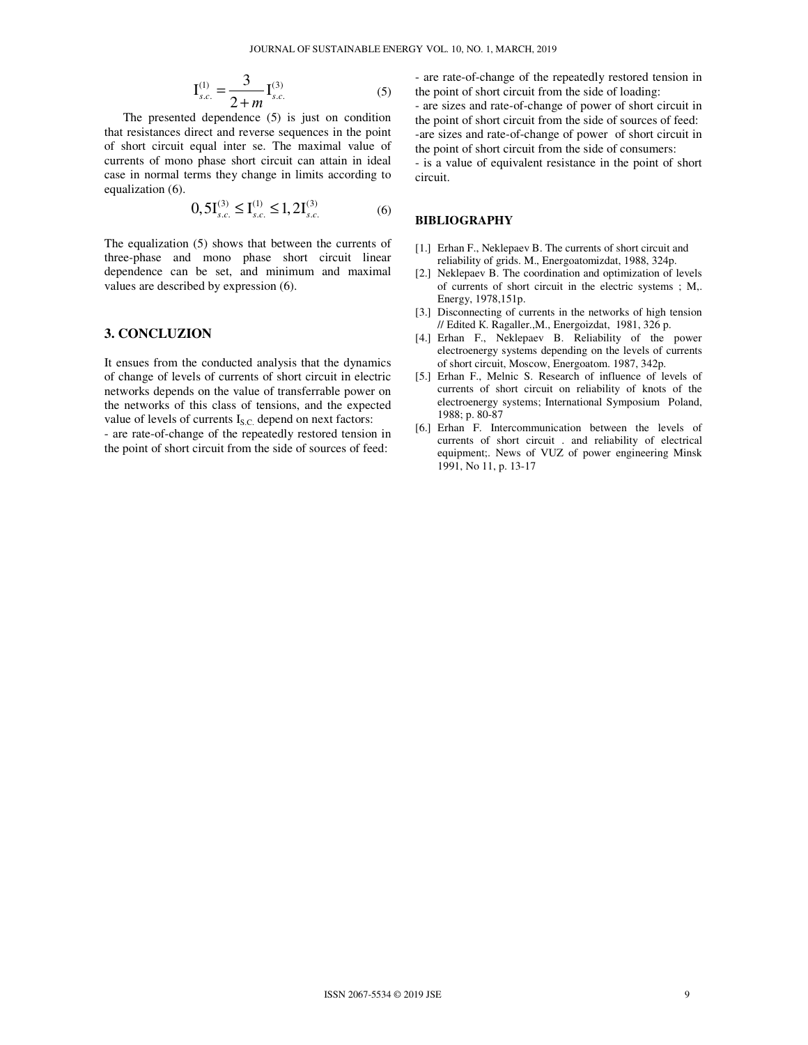$$I_{s.c.}^{(1)} = \frac{3}{2+m} I_{s.c.}^{(3)} \tag{5}$$

The presented dependence (5) is just on condition that resistances direct and reverse sequences in the point of short circuit equal inter se. The maximal value of currents of mono phase short circuit can attain in ideal case in normal terms they change in limits according to equalization (6).

$$0,5I_{s.c.}^{(3)} \leq I_{s.c.}^{(1)} \leq 1,2I_{s.c.}^{(3)} \tag{6}$$

The equalization (5) shows that between the currents of three-phase and mono phase short circuit linear dependence can be set, and minimum and maximal values are described by expression (6).

## 3. CONCLUZION

It ensues from the conducted analysis that the dynamics of change of levels of currents of short circuit in electric networks depends on the value of transferrable power on the networks of this class of tensions, and the expected value of levels of currents $I_{S.C.}$ depend on next factors:

- are rate-of-change of the repeatedly restored tension in the point of short circuit from the side of sources of feed:
- are rate-of-change of the repeatedly restored tension in the point of short circuit from the side of loading:
- are sizes and rate-of-change of power of short circuit in the point of short circuit from the side of sources of feed:
- are sizes and rate-of-change of power of short circuit in the point of short circuit from the side of consumers:
- is a value of equivalent resistance in the point of short circuit.

## BIBLIOGRAPHY

[1.] Erhan F., Neklepaev B. The currents of short circuit and reliability of grids. M., Energoatomizdat, 1988, 324p.

[2.] Neklepaev B. The coordination and optimization of levels of currents of short circuit in the electric systems ; M,. Energy, 1978,151p.

[3.] Disconnecting of currents in the networks of high tension // Edited K. Ragaller.,M., Energoizdat, 1981, 326 p.

[4.] Erhan F., Neklepaev B. Reliability of the power electroenergy systems depending on the levels of currents of short circuit, Moscow, Energoatom. 1987, 342p.

[5.] Erhan F., Melnic S. Research of influence of levels of currents of short circuit on reliability of knots of the electroenergy systems; International Symposium Poland, 1988; p. 80-87

[6.] Erhan F. Intercommunication between the levels of currents of short circuit . and reliability of electrical equipment;. News of VUZ of power engineering Minsk 1991, No 11, p. 13-17